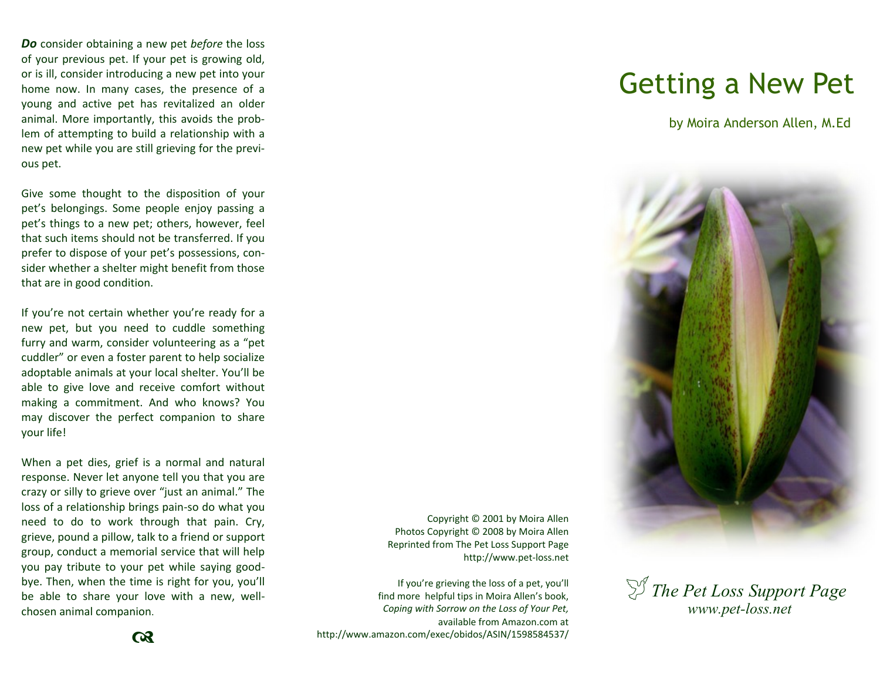***Do*** consider obtaining a new pet *before* the loss of your previous pet. If your pet is growing old, or is ill, consider introducing a new pet into your home now. In many cases, the presence of a young and active pet has revitalized an older animal. More importantly, this avoids the problem of attempting to build a relationship with a new pet while you are still grieving for the previous pet.

Give some thought to the disposition of your pet's belongings. Some people enjoy passing a pet's things to a new pet; others, however, feel that such items should not be transferred. If you prefer to dispose of your pet's possessions, consider whether a shelter might benefit from those that are in good condition.

If you're not certain whether you're ready for a new pet, but you need to cuddle something furry and warm, consider volunteering as a "pet cuddler" or even a foster parent to help socialize adoptable animals at your local shelter. You'll be able to give love and receive comfort without making a commitment. And who knows? You may discover the perfect companion to share your life!

When a pet dies, grief is a normal and natural response. Never let anyone tell you that you are crazy or silly to grieve over "just an animal." The loss of a relationship brings pain-so do what you need to do to work through that pain. Cry, grieve, pound a pillow, talk to a friend or support group, conduct a memorial service that will help you pay tribute to your pet while saying goodbye. Then, when the time is right for you, you'll be able to share your love with a new, well-chosen animal companion.

Copyright © 2001 by Moira Allen
Photos Copyright © 2008 by Moira Allen
Reprinted from The Pet Loss Support Page
http://www.pet-loss.net

If you're grieving the loss of a pet, you'll find more helpful tips in Moira Allen's book, *Coping with Sorrow on the Loss of Your Pet,* available from Amazon.com at
http://www.amazon.com/exec/obidos/ASIN/1598584537/

# Getting a New Pet

by Moira Anderson Allen, M.Ed

*The Pet Loss Support Page*
*www.pet-loss.net*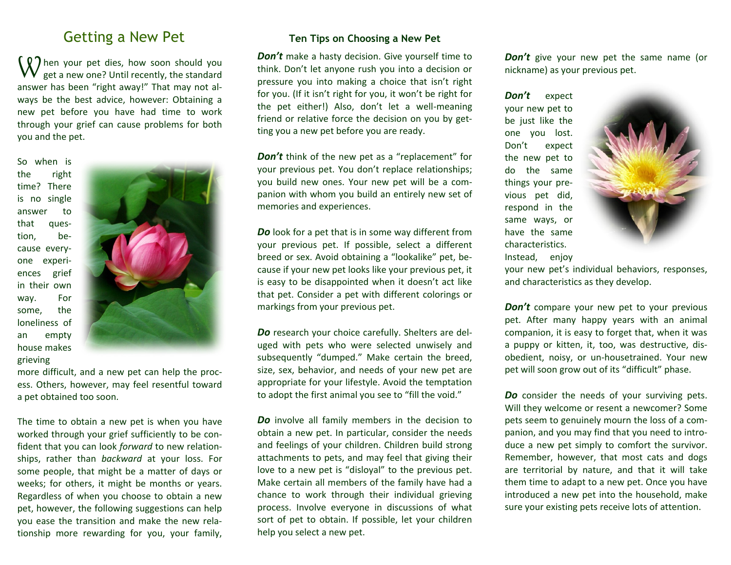# Getting a New Pet

When your pet dies, how soon should you get a new one? Until recently, the standard answer has been "right away!" That may not always be the best advice, however: Obtaining a new pet before you have had time to work through your grief can cause problems for both you and the pet.

So when is the right time? There is no single answer to that question, because everyone experiences grief in their own way. For some, the loneliness of an empty house makes grieving more difficult, and a new pet can help the process. Others, however, may feel resentful toward a pet obtained too soon.

The time to obtain a new pet is when you have worked through your grief sufficiently to be confident that you can look *forward* to new relationships, rather than *backward* at your loss. For some people, that might be a matter of days or weeks; for others, it might be months or years. Regardless of when you choose to obtain a new pet, however, the following suggestions can help you ease the transition and make the new relationship more rewarding for you, your family,

### Ten Tips on Choosing a New Pet

***Don't*** make a hasty decision. Give yourself time to think. Don't let anyone rush you into a decision or pressure you into making a choice that isn't right for you. (If it isn't right for you, it won't be right for the pet either!) Also, don't let a well-meaning friend or relative force the decision on you by getting you a new pet before you are ready.

***Don't*** think of the new pet as a "replacement" for your previous pet. You don't replace relationships; you build new ones. Your new pet will be a companion with whom you build an entirely new set of memories and experiences.

***Do*** look for a pet that is in some way different from your previous pet. If possible, select a different breed or sex. Avoid obtaining a "lookalike" pet, because if your new pet looks like your previous pet, it is easy to be disappointed when it doesn't act like that pet. Consider a pet with different colorings or markings from your previous pet.

***Do*** research your choice carefully. Shelters are deluged with pets who were selected unwisely and subsequently "dumped." Make certain the breed, size, sex, behavior, and needs of your new pet are appropriate for your lifestyle. Avoid the temptation to adopt the first animal you see to "fill the void."

***Do*** involve all family members in the decision to obtain a new pet. In particular, consider the needs and feelings of your children. Children build strong attachments to pets, and may feel that giving their love to a new pet is "disloyal" to the previous pet. Make certain all members of the family have had a chance to work through their individual grieving process. Involve everyone in discussions of what sort of pet to obtain. If possible, let your children help you select a new pet.

***Don't*** give your new pet the same name (or nickname) as your previous pet.

***Don't*** expect your new pet to be just like the one you lost. Don't expect the new pet to do the same things your previous pet did, respond in the same ways, or have the same characteristics. Instead, enjoy your new pet's individual behaviors, responses, and characteristics as they develop.

***Don't*** compare your new pet to your previous pet. After many happy years with an animal companion, it is easy to forget that, when it was a puppy or kitten, it, too, was destructive, disobedient, noisy, or un-housetrained. Your new pet will soon grow out of its "difficult" phase.

***Do*** consider the needs of your surviving pets. Will they welcome or resent a newcomer? Some pets seem to genuinely mourn the loss of a companion, and you may find that you need to introduce a new pet simply to comfort the survivor. Remember, however, that most cats and dogs are territorial by nature, and that it will take them time to adapt to a new pet. Once you have introduced a new pet into the household, make sure your existing pets receive lots of attention.